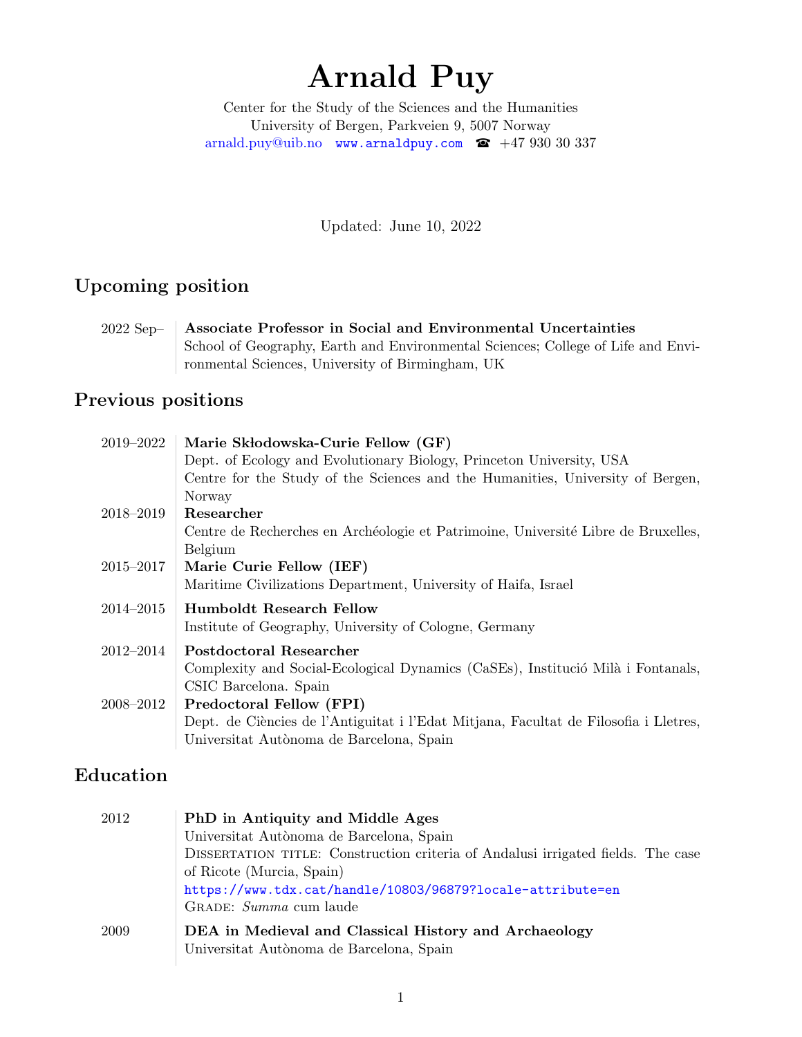# Arnald Puy

Center for the Study of the Sciences and the Humanities
University of Bergen, Parkveien 9, 5007 Norway
arnald.puy@uib.no  www.arnaldpuy.com  ☎ +47 930 30 337

Updated: June 10, 2022

## Upcoming position

2022 Sep– **Associate Professor in Social and Environmental Uncertainties**
School of Geography, Earth and Environmental Sciences; College of Life and Environmental Sciences, University of Birmingham, UK

## Previous positions

2019–2022 **Marie Skłodowska-Curie Fellow (GF)**
Dept. of Ecology and Evolutionary Biology, Princeton University, USA
Centre for the Study of the Sciences and the Humanities, University of Bergen, Norway

2018–2019 **Researcher**
Centre de Recherches en Archéologie et Patrimoine, Université Libre de Bruxelles, Belgium

2015–2017 **Marie Curie Fellow (IEF)**
Maritime Civilizations Department, University of Haifa, Israel

2014–2015 **Humboldt Research Fellow**
Institute of Geography, University of Cologne, Germany

2012–2014 **Postdoctoral Researcher**
Complexity and Social-Ecological Dynamics (CaSEs), Institució Milà i Fontanals, CSIC Barcelona. Spain

2008–2012 **Predoctoral Fellow (FPI)**
Dept. de Ciències de l'Antiguitat i l'Edat Mitjana, Facultat de Filosofia i Lletres, Universitat Autònoma de Barcelona, Spain

## Education

2012 **PhD in Antiquity and Middle Ages**
Universitat Autònoma de Barcelona, Spain
Dissertation title: Construction criteria of Andalusi irrigated fields. The case of Ricote (Murcia, Spain)
https://www.tdx.cat/handle/10803/96879?locale-attribute=en
Grade: *Summa* cum laude

2009 **DEA in Medieval and Classical History and Archaeology**
Universitat Autònoma de Barcelona, Spain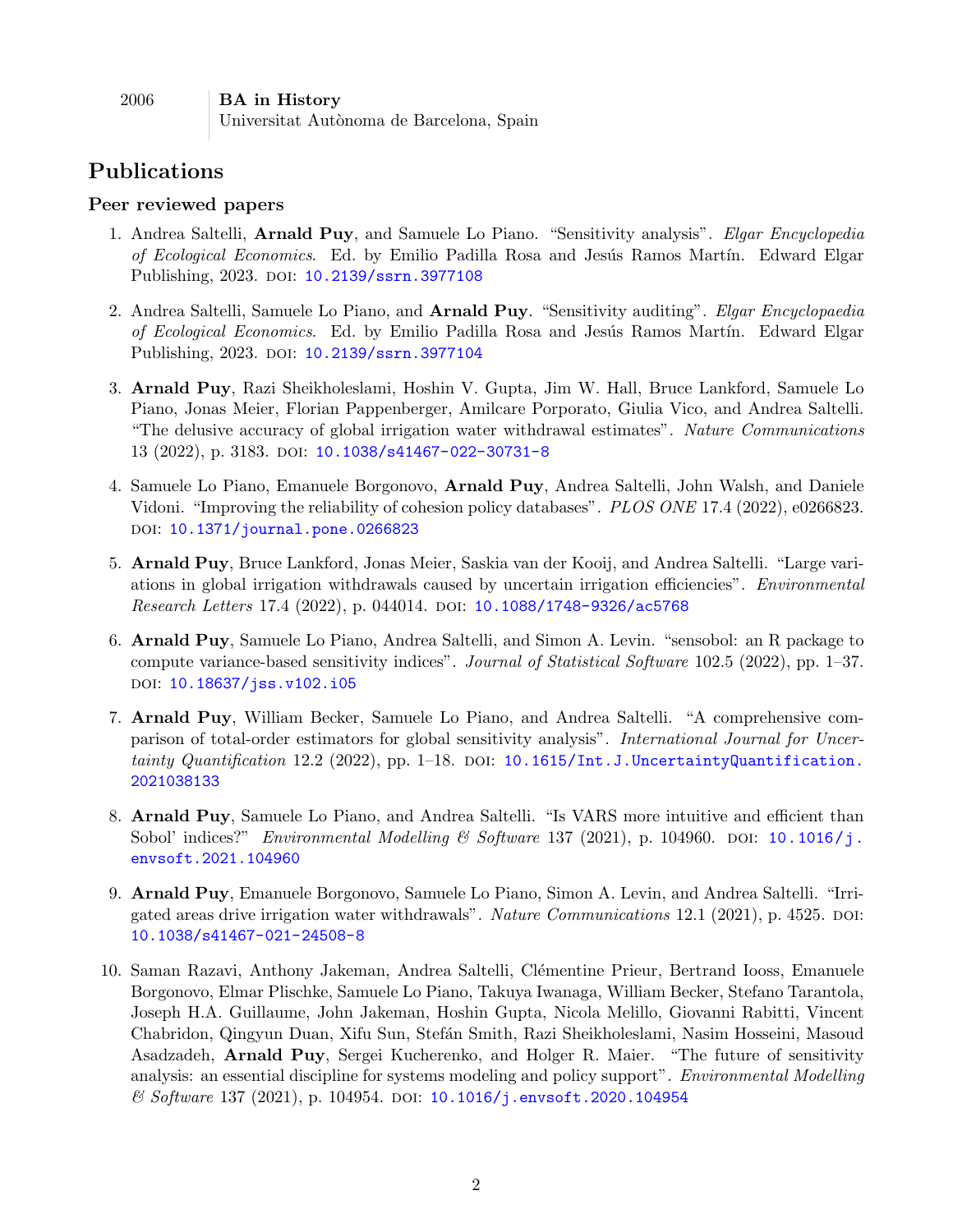2006 | **BA in History**
Universitat Autònoma de Barcelona, Spain

## Publications

### Peer reviewed papers

1. Andrea Saltelli, **Arnald Puy**, and Samuele Lo Piano. "Sensitivity analysis". *Elgar Encyclopedia of Ecological Economics*. Ed. by Emilio Padilla Rosa and Jesús Ramos Martín. Edward Elgar Publishing, 2023. DOI: 10.2139/ssrn.3977108

2. Andrea Saltelli, Samuele Lo Piano, and **Arnald Puy**. "Sensitivity auditing". *Elgar Encyclopaedia of Ecological Economics*. Ed. by Emilio Padilla Rosa and Jesús Ramos Martín. Edward Elgar Publishing, 2023. DOI: 10.2139/ssrn.3977104

3. **Arnald Puy**, Razi Sheikholeslami, Hoshin V. Gupta, Jim W. Hall, Bruce Lankford, Samuele Lo Piano, Jonas Meier, Florian Pappenberger, Amilcare Porporato, Giulia Vico, and Andrea Saltelli. "The delusive accuracy of global irrigation water withdrawal estimates". *Nature Communications* 13 (2022), p. 3183. DOI: 10.1038/s41467-022-30731-8

4. Samuele Lo Piano, Emanuele Borgonovo, **Arnald Puy**, Andrea Saltelli, John Walsh, and Daniele Vidoni. "Improving the reliability of cohesion policy databases". *PLOS ONE* 17.4 (2022), e0266823. DOI: 10.1371/journal.pone.0266823

5. **Arnald Puy**, Bruce Lankford, Jonas Meier, Saskia van der Kooij, and Andrea Saltelli. "Large variations in global irrigation withdrawals caused by uncertain irrigation efficiencies". *Environmental Research Letters* 17.4 (2022), p. 044014. DOI: 10.1088/1748-9326/ac5768

6. **Arnald Puy**, Samuele Lo Piano, Andrea Saltelli, and Simon A. Levin. "sensobol: an R package to compute variance-based sensitivity indices". *Journal of Statistical Software* 102.5 (2022), pp. 1–37. DOI: 10.18637/jss.v102.i05

7. **Arnald Puy**, William Becker, Samuele Lo Piano, and Andrea Saltelli. "A comprehensive comparison of total-order estimators for global sensitivity analysis". *International Journal for Uncertainty Quantification* 12.2 (2022), pp. 1–18. DOI: 10.1615/Int.J.UncertaintyQuantification.2021038133

8. **Arnald Puy**, Samuele Lo Piano, and Andrea Saltelli. "Is VARS more intuitive and efficient than Sobol' indices?" *Environmental Modelling & Software* 137 (2021), p. 104960. DOI: 10.1016/j.envsoft.2021.104960

9. **Arnald Puy**, Emanuele Borgonovo, Samuele Lo Piano, Simon A. Levin, and Andrea Saltelli. "Irrigated areas drive irrigation water withdrawals". *Nature Communications* 12.1 (2021), p. 4525. DOI: 10.1038/s41467-021-24508-8

10. Saman Razavi, Anthony Jakeman, Andrea Saltelli, Clémentine Prieur, Bertrand Iooss, Emanuele Borgonovo, Elmar Plischke, Samuele Lo Piano, Takuya Iwanaga, William Becker, Stefano Tarantola, Joseph H.A. Guillaume, John Jakeman, Hoshin Gupta, Nicola Melillo, Giovanni Rabitti, Vincent Chabridon, Qingyun Duan, Xifu Sun, Stefán Smith, Razi Sheikholeslami, Nasim Hosseini, Masoud Asadzadeh, **Arnald Puy**, Sergei Kucherenko, and Holger R. Maier. "The future of sensitivity analysis: an essential discipline for systems modeling and policy support". *Environmental Modelling & Software* 137 (2021), p. 104954. DOI: 10.1016/j.envsoft.2020.104954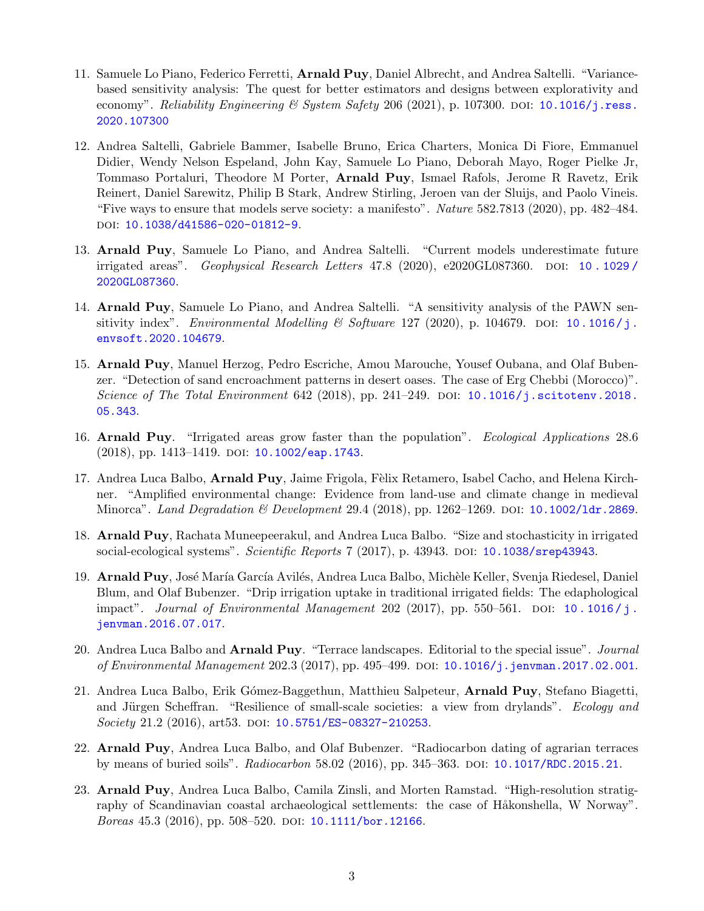11. Samuele Lo Piano, Federico Ferretti, **Arnald Puy**, Daniel Albrecht, and Andrea Saltelli. "Variance-based sensitivity analysis: The quest for better estimators and designs between explorativity and economy". *Reliability Engineering & System Safety* 206 (2021), p. 107300. DOI: 10.1016/j.ress.2020.107300

12. Andrea Saltelli, Gabriele Bammer, Isabelle Bruno, Erica Charters, Monica Di Fiore, Emmanuel Didier, Wendy Nelson Espeland, John Kay, Samuele Lo Piano, Deborah Mayo, Roger Pielke Jr, Tommaso Portaluri, Theodore M Porter, **Arnald Puy**, Ismael Rafols, Jerome R Ravetz, Erik Reinert, Daniel Sarewitz, Philip B Stark, Andrew Stirling, Jeroen van der Sluijs, and Paolo Vineis. "Five ways to ensure that models serve society: a manifesto". *Nature* 582.7813 (2020), pp. 482–484. DOI: 10.1038/d41586-020-01812-9.

13. **Arnald Puy**, Samuele Lo Piano, and Andrea Saltelli. "Current models underestimate future irrigated areas". *Geophysical Research Letters* 47.8 (2020), e2020GL087360. DOI: 10.1029/2020GL087360.

14. **Arnald Puy**, Samuele Lo Piano, and Andrea Saltelli. "A sensitivity analysis of the PAWN sensitivity index". *Environmental Modelling & Software* 127 (2020), p. 104679. DOI: 10.1016/j.envsoft.2020.104679.

15. **Arnald Puy**, Manuel Herzog, Pedro Escriche, Amou Marouche, Yousef Oubana, and Olaf Bubenzer. "Detection of sand encroachment patterns in desert oases. The case of Erg Chebbi (Morocco)". *Science of The Total Environment* 642 (2018), pp. 241–249. DOI: 10.1016/j.scitotenv.2018.05.343.

16. **Arnald Puy**. "Irrigated areas grow faster than the population". *Ecological Applications* 28.6 (2018), pp. 1413–1419. DOI: 10.1002/eap.1743.

17. Andrea Luca Balbo, **Arnald Puy**, Jaime Frigola, Fèlix Retamero, Isabel Cacho, and Helena Kirchner. "Amplified environmental change: Evidence from land-use and climate change in medieval Minorca". *Land Degradation & Development* 29.4 (2018), pp. 1262–1269. DOI: 10.1002/ldr.2869.

18. **Arnald Puy**, Rachata Muneepeerakul, and Andrea Luca Balbo. "Size and stochasticity in irrigated social-ecological systems". *Scientific Reports* 7 (2017), p. 43943. DOI: 10.1038/srep43943.

19. **Arnald Puy**, José María García Avilés, Andrea Luca Balbo, Michèle Keller, Svenja Riedesel, Daniel Blum, and Olaf Bubenzer. "Drip irrigation uptake in traditional irrigated fields: The edaphological impact". *Journal of Environmental Management* 202 (2017), pp. 550–561. DOI: 10.1016/j.jenvman.2016.07.017.

20. Andrea Luca Balbo and **Arnald Puy**. "Terrace landscapes. Editorial to the special issue". *Journal of Environmental Management* 202.3 (2017), pp. 495–499. DOI: 10.1016/j.jenvman.2017.02.001.

21. Andrea Luca Balbo, Erik Gómez-Baggethun, Matthieu Salpeteur, **Arnald Puy**, Stefano Biagetti, and Jürgen Scheffran. "Resilience of small-scale societies: a view from drylands". *Ecology and Society* 21.2 (2016), art53. DOI: 10.5751/ES-08327-210253.

22. **Arnald Puy**, Andrea Luca Balbo, and Olaf Bubenzer. "Radiocarbon dating of agrarian terraces by means of buried soils". *Radiocarbon* 58.02 (2016), pp. 345–363. DOI: 10.1017/RDC.2015.21.

23. **Arnald Puy**, Andrea Luca Balbo, Camila Zinsli, and Morten Ramstad. "High-resolution stratigraphy of Scandinavian coastal archaeological settlements: the case of Håkonshella, W Norway". *Boreas* 45.3 (2016), pp. 508–520. DOI: 10.1111/bor.12166.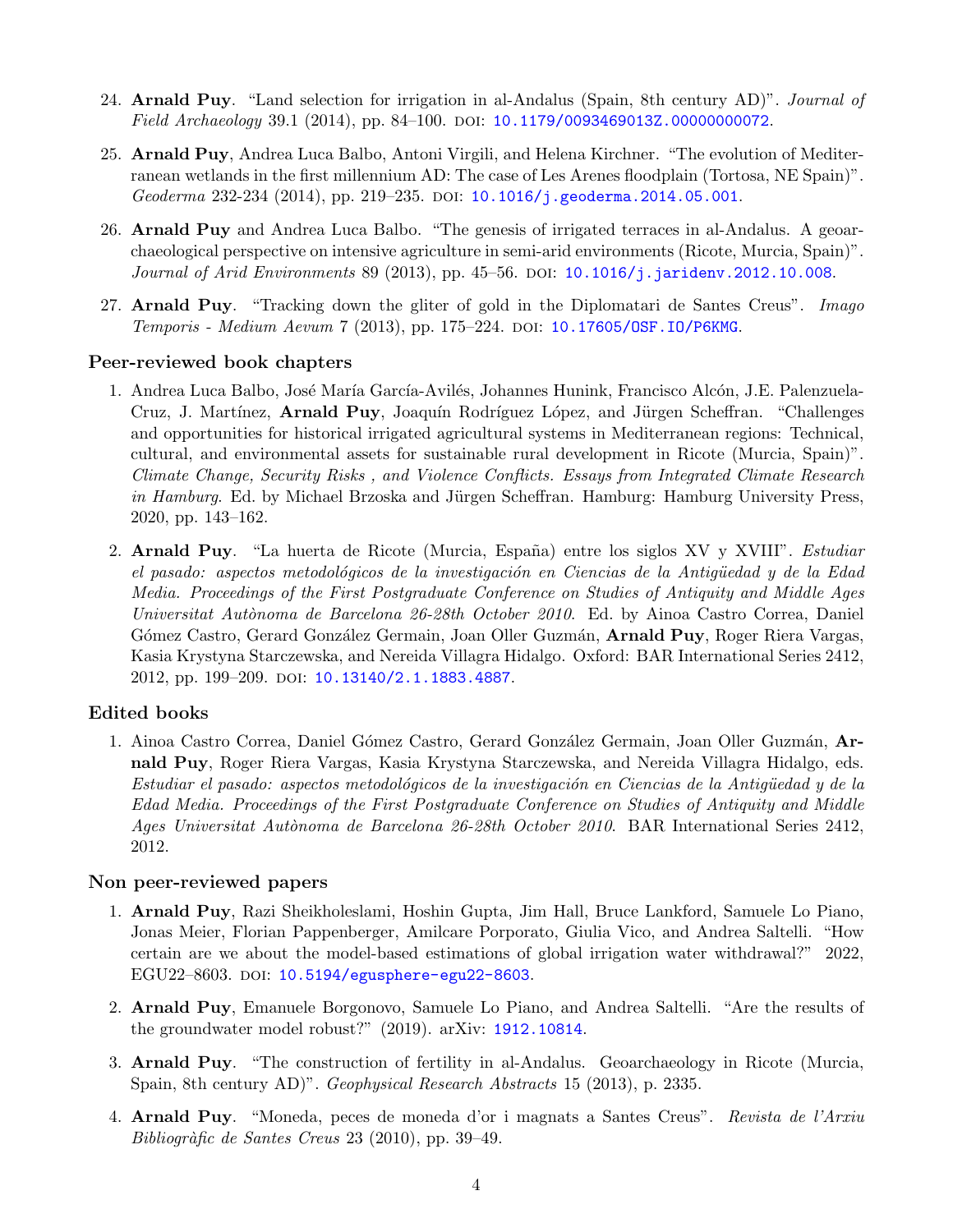24. **Arnald Puy**. "Land selection for irrigation in al-Andalus (Spain, 8th century AD)". *Journal of Field Archaeology* 39.1 (2014), pp. 84–100. DOI: 10.1179/0093469013Z.00000000072.

25. **Arnald Puy**, Andrea Luca Balbo, Antoni Virgili, and Helena Kirchner. "The evolution of Mediterranean wetlands in the first millennium AD: The case of Les Arenes floodplain (Tortosa, NE Spain)". *Geoderma* 232-234 (2014), pp. 219–235. DOI: 10.1016/j.geoderma.2014.05.001.

26. **Arnald Puy** and Andrea Luca Balbo. "The genesis of irrigated terraces in al-Andalus. A geoarchaeological perspective on intensive agriculture in semi-arid environments (Ricote, Murcia, Spain)". *Journal of Arid Environments* 89 (2013), pp. 45–56. DOI: 10.1016/j.jaridenv.2012.10.008.

27. **Arnald Puy**. "Tracking down the gliter of gold in the Diplomatari de Santes Creus". *Imago Temporis - Medium Aevum* 7 (2013), pp. 175–224. DOI: 10.17605/OSF.IO/P6KMG.

### Peer-reviewed book chapters

1. Andrea Luca Balbo, José María García-Avilés, Johannes Hunink, Francisco Alcón, J.E. Palenzuela-Cruz, J. Martínez, **Arnald Puy**, Joaquín Rodríguez López, and Jürgen Scheffran. "Challenges and opportunities for historical irrigated agricultural systems in Mediterranean regions: Technical, cultural, and environmental assets for sustainable rural development in Ricote (Murcia, Spain)". *Climate Change, Security Risks , and Violence Conflicts. Essays from Integrated Climate Research in Hamburg*. Ed. by Michael Brzoska and Jürgen Scheffran. Hamburg: Hamburg University Press, 2020, pp. 143–162.

2. **Arnald Puy**. "La huerta de Ricote (Murcia, España) entre los siglos XV y XVIII". *Estudiar el pasado: aspectos metodológicos de la investigación en Ciencias de la Antigüedad y de la Edad Media. Proceedings of the First Postgraduate Conference on Studies of Antiquity and Middle Ages Universitat Autònoma de Barcelona 26-28th October 2010*. Ed. by Ainoa Castro Correa, Daniel Gómez Castro, Gerard González Germain, Joan Oller Guzmán, **Arnald Puy**, Roger Riera Vargas, Kasia Krystyna Starczewska, and Nereida Villagra Hidalgo. Oxford: BAR International Series 2412, 2012, pp. 199–209. DOI: 10.13140/2.1.1883.4887.

### Edited books

1. Ainoa Castro Correa, Daniel Gómez Castro, Gerard González Germain, Joan Oller Guzmán, **Arnald Puy**, Roger Riera Vargas, Kasia Krystyna Starczewska, and Nereida Villagra Hidalgo, eds. *Estudiar el pasado: aspectos metodológicos de la investigación en Ciencias de la Antigüedad y de la Edad Media. Proceedings of the First Postgraduate Conference on Studies of Antiquity and Middle Ages Universitat Autònoma de Barcelona 26-28th October 2010*. BAR International Series 2412, 2012.

### Non peer-reviewed papers

1. **Arnald Puy**, Razi Sheikholeslami, Hoshin Gupta, Jim Hall, Bruce Lankford, Samuele Lo Piano, Jonas Meier, Florian Pappenberger, Amilcare Porporato, Giulia Vico, and Andrea Saltelli. "How certain are we about the model-based estimations of global irrigation water withdrawal?" 2022, EGU22–8603. DOI: 10.5194/egusphere-egu22-8603.

2. **Arnald Puy**, Emanuele Borgonovo, Samuele Lo Piano, and Andrea Saltelli. "Are the results of the groundwater model robust?" (2019). arXiv: 1912.10814.

3. **Arnald Puy**. "The construction of fertility in al-Andalus. Geoarchaeology in Ricote (Murcia, Spain, 8th century AD)". *Geophysical Research Abstracts* 15 (2013), p. 2335.

4. **Arnald Puy**. "Moneda, peces de moneda d'or i magnats a Santes Creus". *Revista de l'Arxiu Bibliogràfic de Santes Creus* 23 (2010), pp. 39–49.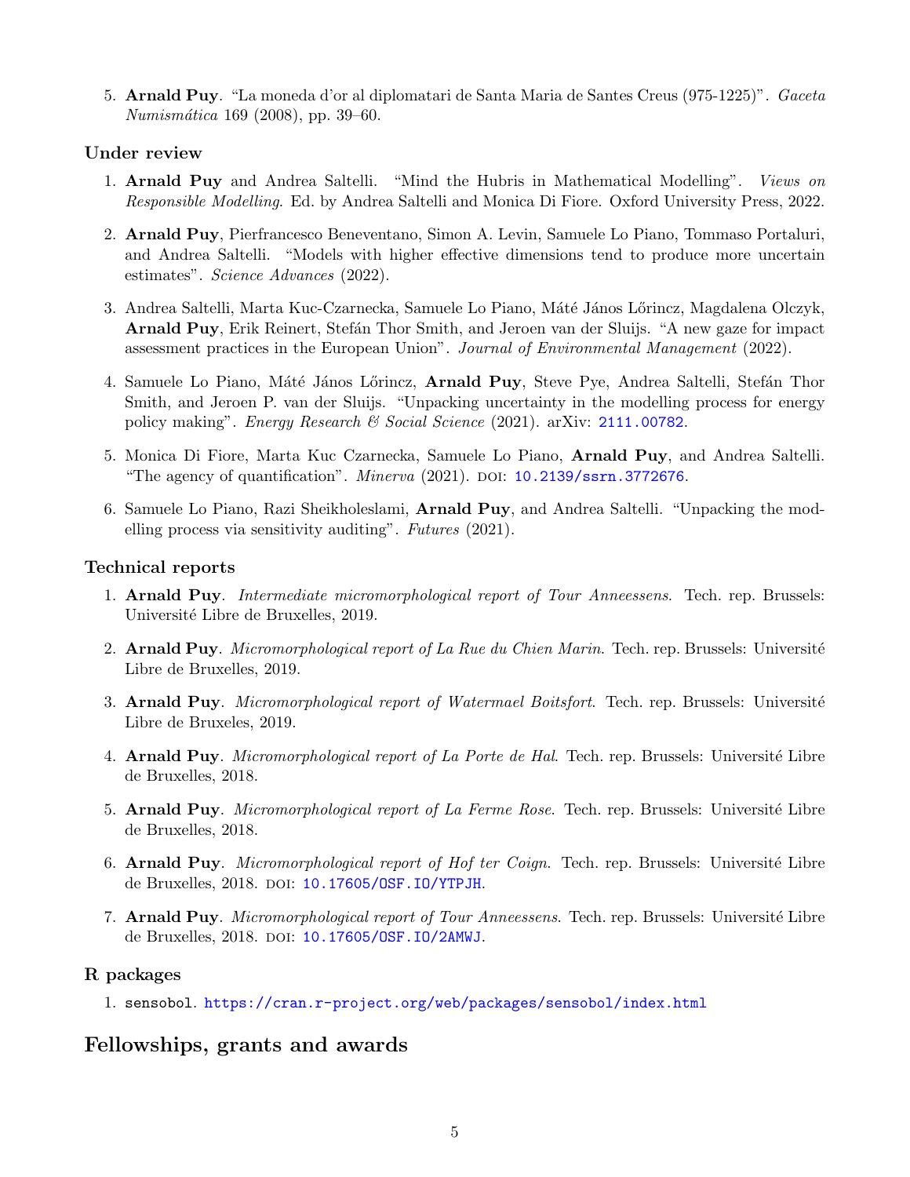5. **Arnald Puy**. "La moneda d'or al diplomatari de Santa Maria de Santes Creus (975-1225)". *Gaceta Numismática* 169 (2008), pp. 39–60.

### Under review

1. **Arnald Puy** and Andrea Saltelli. "Mind the Hubris in Mathematical Modelling". *Views on Responsible Modelling*. Ed. by Andrea Saltelli and Monica Di Fiore. Oxford University Press, 2022.
2. **Arnald Puy**, Pierfrancesco Beneventano, Simon A. Levin, Samuele Lo Piano, Tommaso Portaluri, and Andrea Saltelli. "Models with higher effective dimensions tend to produce more uncertain estimates". *Science Advances* (2022).
3. Andrea Saltelli, Marta Kuc-Czarnecka, Samuele Lo Piano, Máté János Lőrincz, Magdalena Olczyk, **Arnald Puy**, Erik Reinert, Stefán Thor Smith, and Jeroen van der Sluijs. "A new gaze for impact assessment practices in the European Union". *Journal of Environmental Management* (2022).
4. Samuele Lo Piano, Máté János Lőrincz, **Arnald Puy**, Steve Pye, Andrea Saltelli, Stefán Thor Smith, and Jeroen P. van der Sluijs. "Unpacking uncertainty in the modelling process for energy policy making". *Energy Research & Social Science* (2021). arXiv: 2111.00782.
5. Monica Di Fiore, Marta Kuc Czarnecka, Samuele Lo Piano, **Arnald Puy**, and Andrea Saltelli. "The agency of quantification". *Minerva* (2021). DOI: 10.2139/ssrn.3772676.
6. Samuele Lo Piano, Razi Sheikholeslami, **Arnald Puy**, and Andrea Saltelli. "Unpacking the modelling process via sensitivity auditing". *Futures* (2021).

### Technical reports

1. **Arnald Puy**. *Intermediate micromorphological report of Tour Anneessens*. Tech. rep. Brussels: Université Libre de Bruxelles, 2019.
2. **Arnald Puy**. *Micromorphological report of La Rue du Chien Marin*. Tech. rep. Brussels: Université Libre de Bruxelles, 2019.
3. **Arnald Puy**. *Micromorphological report of Watermael Boitsfort*. Tech. rep. Brussels: Université Libre de Bruxeles, 2019.
4. **Arnald Puy**. *Micromorphological report of La Porte de Hal*. Tech. rep. Brussels: Université Libre de Bruxelles, 2018.
5. **Arnald Puy**. *Micromorphological report of La Ferme Rose*. Tech. rep. Brussels: Université Libre de Bruxelles, 2018.
6. **Arnald Puy**. *Micromorphological report of Hof ter Coign*. Tech. rep. Brussels: Université Libre de Bruxelles, 2018. DOI: 10.17605/OSF.IO/YTPJH.
7. **Arnald Puy**. *Micromorphological report of Tour Anneessens*. Tech. rep. Brussels: Université Libre de Bruxelles, 2018. DOI: 10.17605/OSF.IO/2AMWJ.

### R packages

1. `sensobol`. https://cran.r-project.org/web/packages/sensobol/index.html

## Fellowships, grants and awards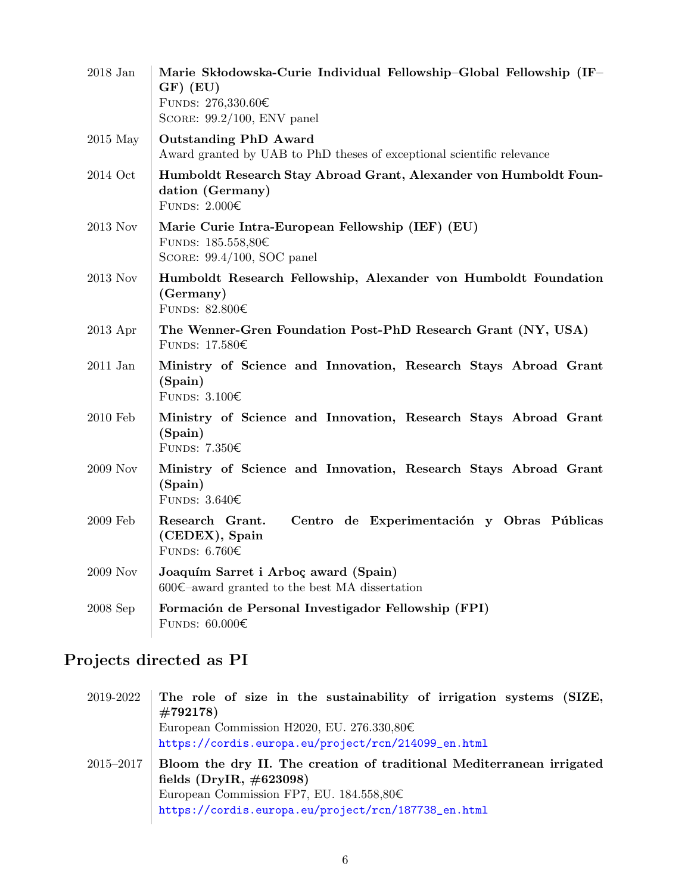2018 Jan
**Marie Skłodowska-Curie Individual Fellowship–Global Fellowship (IF–GF) (EU)**
FUNDS: 276,330.60€
SCORE: 99.2/100, ENV panel

2015 May
**Outstanding PhD Award**
Award granted by UAB to PhD theses of exceptional scientific relevance

2014 Oct
**Humboldt Research Stay Abroad Grant, Alexander von Humboldt Foundation (Germany)**
FUNDS: 2.000€

2013 Nov
**Marie Curie Intra-European Fellowship (IEF) (EU)**
FUNDS: 185.558,80€
SCORE: 99.4/100, SOC panel

2013 Nov
**Humboldt Research Fellowship, Alexander von Humboldt Foundation (Germany)**
FUNDS: 82.800€

2013 Apr
**The Wenner-Gren Foundation Post-PhD Research Grant (NY, USA)**
FUNDS: 17.580€

2011 Jan
**Ministry of Science and Innovation, Research Stays Abroad Grant (Spain)**
FUNDS: 3.100€

2010 Feb
**Ministry of Science and Innovation, Research Stays Abroad Grant (Spain)**
FUNDS: 7.350€

2009 Nov
**Ministry of Science and Innovation, Research Stays Abroad Grant (Spain)**
FUNDS: 3.640€

2009 Feb
**Research Grant. Centro de Experimentación y Obras Públicas (CEDEX), Spain**
FUNDS: 6.760€

2009 Nov
**Joaquím Sarret i Arboç award (Spain)**
600€–award granted to the best MA dissertation

2008 Sep
**Formación de Personal Investigador Fellowship (FPI)**
FUNDS: 60.000€

## Projects directed as PI

2019-2022
**The role of size in the sustainability of irrigation systems (SIZE, #792178)**
European Commission H2020, EU. 276.330,80€
https://cordis.europa.eu/project/rcn/214099_en.html

2015–2017
**Bloom the dry II. The creation of traditional Mediterranean irrigated fields (DryIR, #623098)**
European Commission FP7, EU. 184.558,80€
https://cordis.europa.eu/project/rcn/187738_en.html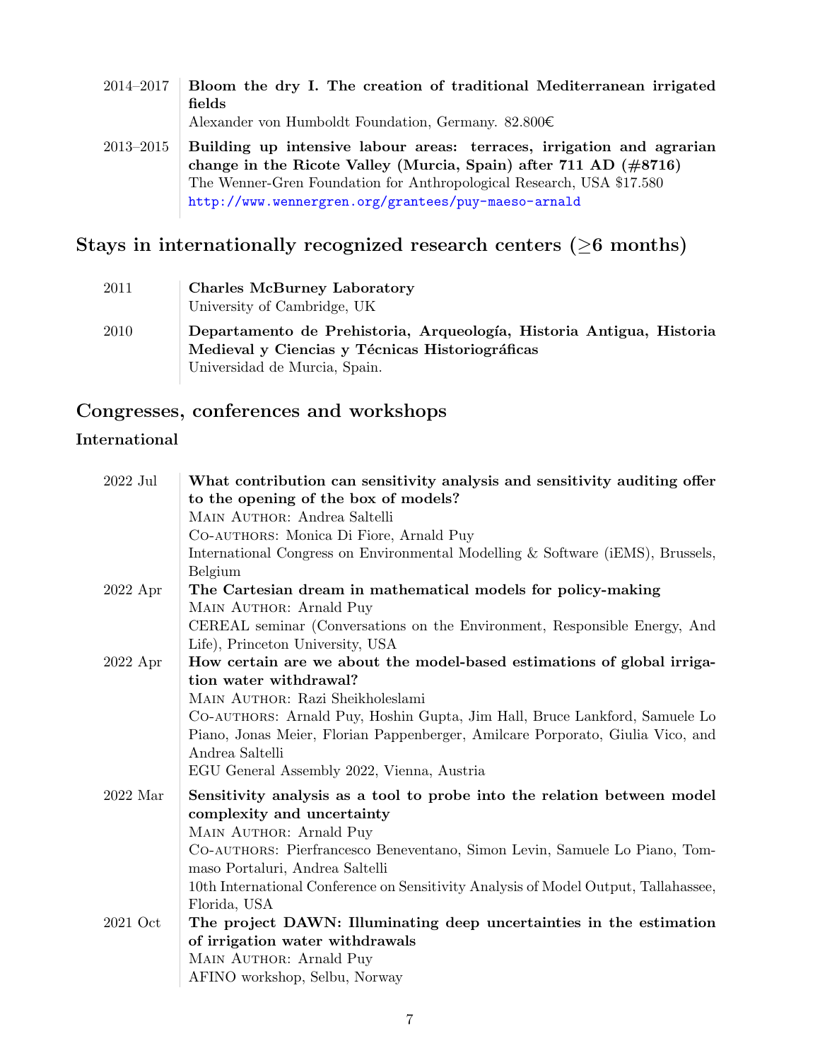2014–2017 **Bloom the dry I. The creation of traditional Mediterranean irrigated fields**
Alexander von Humboldt Foundation, Germany. 82.800€

2013–2015 **Building up intensive labour areas: terraces, irrigation and agrarian change in the Ricote Valley (Murcia, Spain) after 711 AD (#8716)**
The Wenner-Gren Foundation for Anthropological Research, USA $17.580
http://www.wennergren.org/grantees/puy-maeso-arnald

## Stays in internationally recognized research centers (≥6 months)

2011 **Charles McBurney Laboratory**
University of Cambridge, UK

2010 **Departamento de Prehistoria, Arqueología, Historia Antigua, Historia Medieval y Ciencias y Técnicas Historiográficas**
Universidad de Murcia, Spain.

## Congresses, conferences and workshops

### International

2022 Jul **What contribution can sensitivity analysis and sensitivity auditing offer to the opening of the box of models?**
Main Author: Andrea Saltelli
Co-authors: Monica Di Fiore, Arnald Puy
International Congress on Environmental Modelling & Software (iEMS), Brussels, Belgium

2022 Apr **The Cartesian dream in mathematical models for policy-making**
Main Author: Arnald Puy
CEREAL seminar (Conversations on the Environment, Responsible Energy, And Life), Princeton University, USA

2022 Apr **How certain are we about the model-based estimations of global irrigation water withdrawal?**
Main Author: Razi Sheikholeslami
Co-authors: Arnald Puy, Hoshin Gupta, Jim Hall, Bruce Lankford, Samuele Lo Piano, Jonas Meier, Florian Pappenberger, Amilcare Porporato, Giulia Vico, and Andrea Saltelli
EGU General Assembly 2022, Vienna, Austria

2022 Mar **Sensitivity analysis as a tool to probe into the relation between model complexity and uncertainty**
Main Author: Arnald Puy
Co-authors: Pierfrancesco Beneventano, Simon Levin, Samuele Lo Piano, Tommaso Portaluri, Andrea Saltelli
10th International Conference on Sensitivity Analysis of Model Output, Tallahassee, Florida, USA

2021 Oct **The project DAWN: Illuminating deep uncertainties in the estimation of irrigation water withdrawals**
Main Author: Arnald Puy
AFINO workshop, Selbu, Norway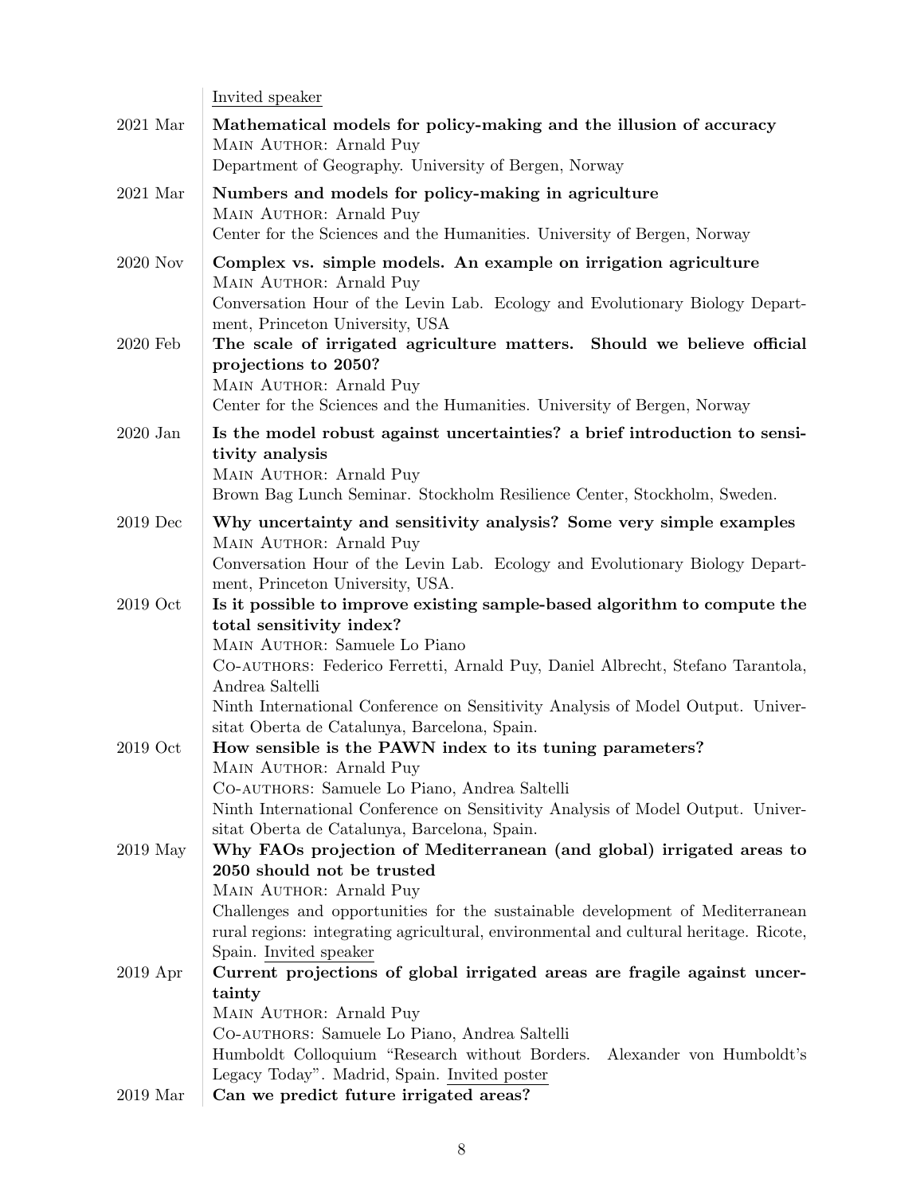Invited speaker

2021 Mar **Mathematical models for policy-making and the illusion of accuracy**
MAIN AUTHOR: Arnald Puy
Department of Geography. University of Bergen, Norway

2021 Mar **Numbers and models for policy-making in agriculture**
MAIN AUTHOR: Arnald Puy
Center for the Sciences and the Humanities. University of Bergen, Norway

2020 Nov **Complex vs. simple models. An example on irrigation agriculture**
MAIN AUTHOR: Arnald Puy
Conversation Hour of the Levin Lab. Ecology and Evolutionary Biology Department, Princeton University, USA

2020 Feb **The scale of irrigated agriculture matters. Should we believe official projections to 2050?**
MAIN AUTHOR: Arnald Puy
Center for the Sciences and the Humanities. University of Bergen, Norway

2020 Jan **Is the model robust against uncertainties? a brief introduction to sensitivity analysis**
MAIN AUTHOR: Arnald Puy
Brown Bag Lunch Seminar. Stockholm Resilience Center, Stockholm, Sweden.

2019 Dec **Why uncertainty and sensitivity analysis? Some very simple examples**
MAIN AUTHOR: Arnald Puy
Conversation Hour of the Levin Lab. Ecology and Evolutionary Biology Department, Princeton University, USA.

2019 Oct **Is it possible to improve existing sample-based algorithm to compute the total sensitivity index?**
MAIN AUTHOR: Samuele Lo Piano
CO-AUTHORS: Federico Ferretti, Arnald Puy, Daniel Albrecht, Stefano Tarantola, Andrea Saltelli
Ninth International Conference on Sensitivity Analysis of Model Output. Universitat Oberta de Catalunya, Barcelona, Spain.

2019 Oct **How sensible is the PAWN index to its tuning parameters?**
MAIN AUTHOR: Arnald Puy
CO-AUTHORS: Samuele Lo Piano, Andrea Saltelli
Ninth International Conference on Sensitivity Analysis of Model Output. Universitat Oberta de Catalunya, Barcelona, Spain.

2019 May **Why FAOs projection of Mediterranean (and global) irrigated areas to 2050 should not be trusted**
MAIN AUTHOR: Arnald Puy
Challenges and opportunities for the sustainable development of Mediterranean rural regions: integrating agricultural, environmental and cultural heritage. Ricote, Spain. Invited speaker

2019 Apr **Current projections of global irrigated areas are fragile against uncertainty**
MAIN AUTHOR: Arnald Puy
CO-AUTHORS: Samuele Lo Piano, Andrea Saltelli
Humboldt Colloquium "Research without Borders. Alexander von Humboldt's Legacy Today". Madrid, Spain. Invited poster

2019 Mar **Can we predict future irrigated areas?**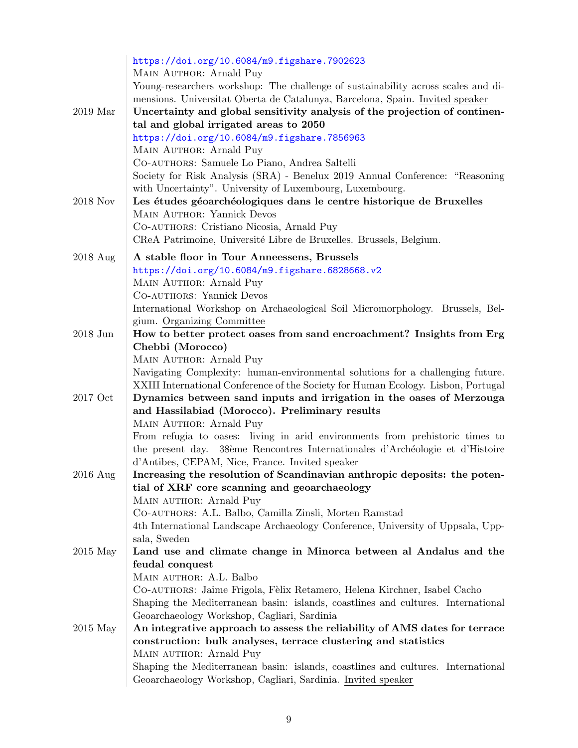https://doi.org/10.6084/m9.figshare.7902623
MAIN AUTHOR: Arnald Puy
Young-researchers workshop: The challenge of sustainability across scales and dimensions. Universitat Oberta de Catalunya, Barcelona, Spain. Invited speaker

2019 Mar **Uncertainty and global sensitivity analysis of the projection of continental and global irrigated areas to 2050**
https://doi.org/10.6084/m9.figshare.7856963
MAIN AUTHOR: Arnald Puy
CO-AUTHORS: Samuele Lo Piano, Andrea Saltelli
Society for Risk Analysis (SRA) - Benelux 2019 Annual Conference: "Reasoning with Uncertainty". University of Luxembourg, Luxembourg.

2018 Nov **Les études géoarchéologiques dans le centre historique de Bruxelles**
MAIN AUTHOR: Yannick Devos
CO-AUTHORS: Cristiano Nicosia, Arnald Puy
CReA Patrimoine, Université Libre de Bruxelles. Brussels, Belgium.

2018 Aug **A stable floor in Tour Anneessens, Brussels**
https://doi.org/10.6084/m9.figshare.6828668.v2
MAIN AUTHOR: Arnald Puy
CO-AUTHORS: Yannick Devos
International Workshop on Archaeological Soil Micromorphology. Brussels, Belgium. Organizing Committee

2018 Jun **How to better protect oases from sand encroachment? Insights from Erg Chebbi (Morocco)**
MAIN AUTHOR: Arnald Puy
Navigating Complexity: human-environmental solutions for a challenging future. XXIII International Conference of the Society for Human Ecology. Lisbon, Portugal

2017 Oct **Dynamics between sand inputs and irrigation in the oases of Merzouga and Hassilabiad (Morocco). Preliminary results**
MAIN AUTHOR: Arnald Puy
From refugia to oases: living in arid environments from prehistoric times to the present day. 38ème Rencontres Internationales d'Archéologie et d'Histoire d'Antibes, CEPAM, Nice, France. Invited speaker

2016 Aug **Increasing the resolution of Scandinavian anthropic deposits: the potential of XRF core scanning and geoarchaeology**
MAIN AUTHOR: Arnald Puy
CO-AUTHORS: A.L. Balbo, Camilla Zinsli, Morten Ramstad
4th International Landscape Archaeology Conference, University of Uppsala, Uppsala, Sweden

2015 May **Land use and climate change in Minorca between al Andalus and the feudal conquest**
MAIN AUTHOR: A.L. Balbo
CO-AUTHORS: Jaime Frigola, Fèlix Retamero, Helena Kirchner, Isabel Cacho
Shaping the Mediterranean basin: islands, coastlines and cultures. International Geoarchaeology Workshop, Cagliari, Sardinia

2015 May **An integrative approach to assess the reliability of AMS dates for terrace construction: bulk analyses, terrace clustering and statistics**
MAIN AUTHOR: Arnald Puy
Shaping the Mediterranean basin: islands, coastlines and cultures. International Geoarchaeology Workshop, Cagliari, Sardinia. Invited speaker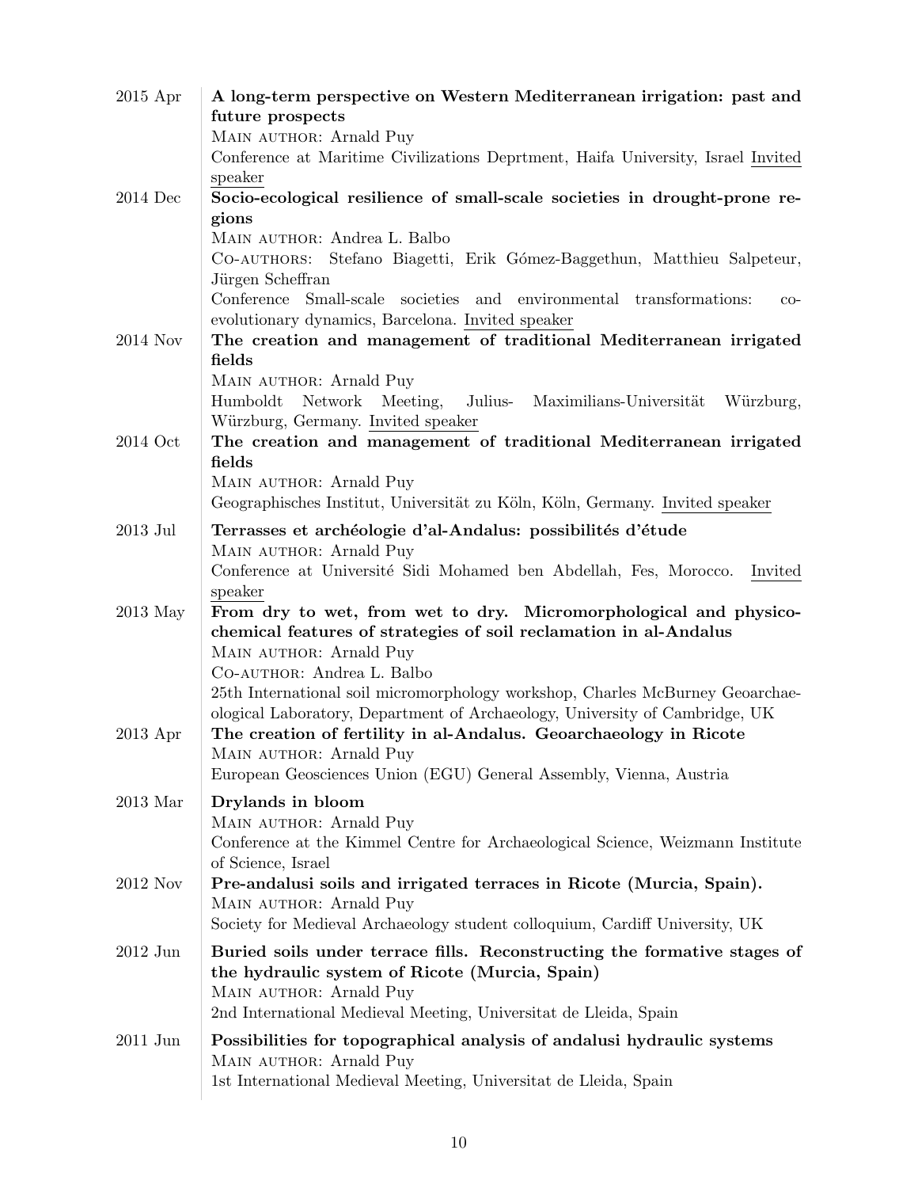2015 Apr **A long-term perspective on Western Mediterranean irrigation: past and future prospects**
Main author: Arnald Puy
Conference at Maritime Civilizations Deprtment, Haifa University, Israel Invited speaker

2014 Dec **Socio-ecological resilience of small-scale societies in drought-prone regions**
Main author: Andrea L. Balbo
Co-authors: Stefano Biagetti, Erik Gómez-Baggethun, Matthieu Salpeteur, Jürgen Scheffran
Conference Small-scale societies and environmental transformations: co-evolutionary dynamics, Barcelona. Invited speaker

2014 Nov **The creation and management of traditional Mediterranean irrigated fields**
Main author: Arnald Puy
Humboldt Network Meeting, Julius- Maximilians-Universität Würzburg, Würzburg, Germany. Invited speaker

2014 Oct **The creation and management of traditional Mediterranean irrigated fields**
Main author: Arnald Puy
Geographisches Institut, Universität zu Köln, Köln, Germany. Invited speaker

2013 Jul **Terrasses et archéologie d'al-Andalus: possibilités d'étude**
Main author: Arnald Puy
Conference at Université Sidi Mohamed ben Abdellah, Fes, Morocco. Invited speaker

2013 May **From dry to wet, from wet to dry. Micromorphological and physico-chemical features of strategies of soil reclamation in al-Andalus**
Main author: Arnald Puy
Co-author: Andrea L. Balbo
25th International soil micromorphology workshop, Charles McBurney Geoarchaeological Laboratory, Department of Archaeology, University of Cambridge, UK

2013 Apr **The creation of fertility in al-Andalus. Geoarchaeology in Ricote**
Main author: Arnald Puy
European Geosciences Union (EGU) General Assembly, Vienna, Austria

2013 Mar **Drylands in bloom**
Main author: Arnald Puy
Conference at the Kimmel Centre for Archaeological Science, Weizmann Institute of Science, Israel

2012 Nov **Pre-andalusi soils and irrigated terraces in Ricote (Murcia, Spain).**
Main author: Arnald Puy
Society for Medieval Archaeology student colloquium, Cardiff University, UK

2012 Jun **Buried soils under terrace fills. Reconstructing the formative stages of the hydraulic system of Ricote (Murcia, Spain)**
Main author: Arnald Puy
2nd International Medieval Meeting, Universitat de Lleida, Spain

2011 Jun **Possibilities for topographical analysis of andalusi hydraulic systems**
Main author: Arnald Puy
1st International Medieval Meeting, Universitat de Lleida, Spain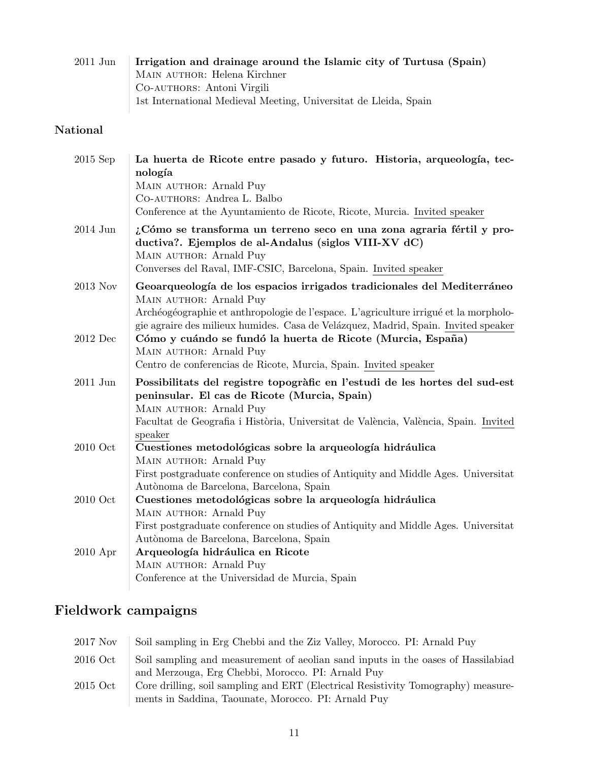2011 Jun **Irrigation and drainage around the Islamic city of Turtusa (Spain)**
MAIN AUTHOR: Helena Kirchner
CO-AUTHORS: Antoni Virgili
1st International Medieval Meeting, Universitat de Lleida, Spain

### National

2015 Sep **La huerta de Ricote entre pasado y futuro. Historia, arqueología, tecnología**
MAIN AUTHOR: Arnald Puy
CO-AUTHORS: Andrea L. Balbo
Conference at the Ayuntamiento de Ricote, Ricote, Murcia. Invited speaker

2014 Jun **¿Cómo se transforma un terreno seco en una zona agraria fértil y productiva?. Ejemplos de al-Andalus (siglos VIII-XV dC)**
MAIN AUTHOR: Arnald Puy
Converses del Raval, IMF-CSIC, Barcelona, Spain. Invited speaker

2013 Nov **Geoarqueología de los espacios irrigados tradicionales del Mediterráneo**
MAIN AUTHOR: Arnald Puy
Archéogéographie et anthropologie de l'espace. L'agriculture irrigué et la morphologie agraire des milieux humides. Casa de Velázquez, Madrid, Spain. Invited speaker

2012 Dec **Cómo y cuándo se fundó la huerta de Ricote (Murcia, España)**
MAIN AUTHOR: Arnald Puy
Centro de conferencias de Ricote, Murcia, Spain. Invited speaker

2011 Jun **Possibilitats del registre topogràfic en l'estudi de les hortes del sud-est peninsular. El cas de Ricote (Murcia, Spain)**
MAIN AUTHOR: Arnald Puy
Facultat de Geografia i Història, Universitat de València, València, Spain. Invited speaker

2010 Oct **Cuestiones metodológicas sobre la arqueología hidráulica**
MAIN AUTHOR: Arnald Puy
First postgraduate conference on studies of Antiquity and Middle Ages. Universitat Autònoma de Barcelona, Barcelona, Spain

2010 Oct **Cuestiones metodológicas sobre la arqueología hidráulica**
MAIN AUTHOR: Arnald Puy
First postgraduate conference on studies of Antiquity and Middle Ages. Universitat Autònoma de Barcelona, Barcelona, Spain

2010 Apr **Arqueología hidráulica en Ricote**
MAIN AUTHOR: Arnald Puy
Conference at the Universidad de Murcia, Spain

## Fieldwork campaigns

2017 Nov Soil sampling in Erg Chebbi and the Ziz Valley, Morocco. PI: Arnald Puy

2016 Oct Soil sampling and measurement of aeolian sand inputs in the oases of Hassilabiad and Merzouga, Erg Chebbi, Morocco. PI: Arnald Puy

2015 Oct Core drilling, soil sampling and ERT (Electrical Resistivity Tomography) measurements in Saddina, Taounate, Morocco. PI: Arnald Puy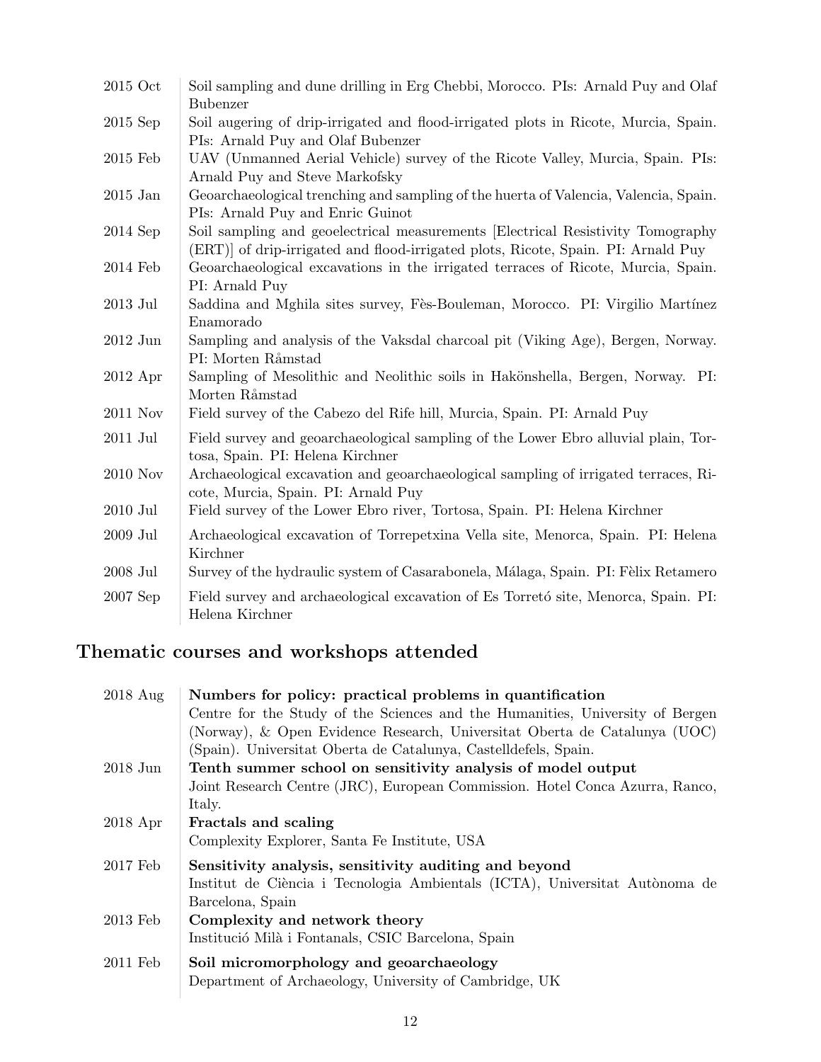| | |
|---|---|
| 2015 Oct | Soil sampling and dune drilling in Erg Chebbi, Morocco. PIs: Arnald Puy and Olaf Bubenzer |
| 2015 Sep | Soil augering of drip-irrigated and flood-irrigated plots in Ricote, Murcia, Spain. PIs: Arnald Puy and Olaf Bubenzer |
| 2015 Feb | UAV (Unmanned Aerial Vehicle) survey of the Ricote Valley, Murcia, Spain. PIs: Arnald Puy and Steve Markofsky |
| 2015 Jan | Geoarchaeological trenching and sampling of the huerta of Valencia, Valencia, Spain. PIs: Arnald Puy and Enric Guinot |
| 2014 Sep | Soil sampling and geoelectrical measurements [Electrical Resistivity Tomography (ERT)] of drip-irrigated and flood-irrigated plots, Ricote, Spain. PI: Arnald Puy |
| 2014 Feb | Geoarchaeological excavations in the irrigated terraces of Ricote, Murcia, Spain. PI: Arnald Puy |
| 2013 Jul | Saddina and Mghila sites survey, Fès-Bouleman, Morocco. PI: Virgilio Martínez Enamorado |
| 2012 Jun | Sampling and analysis of the Vaksdal charcoal pit (Viking Age), Bergen, Norway. PI: Morten Råmstad |
| 2012 Apr | Sampling of Mesolithic and Neolithic soils in Hakönshella, Bergen, Norway. PI: Morten Råmstad |
| 2011 Nov | Field survey of the Cabezo del Rife hill, Murcia, Spain. PI: Arnald Puy |
| 2011 Jul | Field survey and geoarchaeological sampling of the Lower Ebro alluvial plain, Tortosa, Spain. PI: Helena Kirchner |
| 2010 Nov | Archaeological excavation and geoarchaeological sampling of irrigated terraces, Ricote, Murcia, Spain. PI: Arnald Puy |
| 2010 Jul | Field survey of the Lower Ebro river, Tortosa, Spain. PI: Helena Kirchner |
| 2009 Jul | Archaeological excavation of Torrepetxina Vella site, Menorca, Spain. PI: Helena Kirchner |
| 2008 Jul | Survey of the hydraulic system of Casarabonela, Málaga, Spain. PI: Fèlix Retamero |
| 2007 Sep | Field survey and archaeological excavation of Es Torretó site, Menorca, Spain. PI: Helena Kirchner |

## Thematic courses and workshops attended

| | |
|---|---|
| 2018 Aug | **Numbers for policy: practical problems in quantification** Centre for the Study of the Sciences and the Humanities, University of Bergen (Norway), & Open Evidence Research, Universitat Oberta de Catalunya (UOC) (Spain). Universitat Oberta de Catalunya, Castelldefels, Spain. |
| 2018 Jun | **Tenth summer school on sensitivity analysis of model output** Joint Research Centre (JRC), European Commission. Hotel Conca Azurra, Ranco, Italy. |
| 2018 Apr | **Fractals and scaling** Complexity Explorer, Santa Fe Institute, USA |
| 2017 Feb | **Sensitivity analysis, sensitivity auditing and beyond** Institut de Ciència i Tecnologia Ambientals (ICTA), Universitat Autònoma de Barcelona, Spain |
| 2013 Feb | **Complexity and network theory** Institució Milà i Fontanals, CSIC Barcelona, Spain |
| 2011 Feb | **Soil micromorphology and geoarchaeology** Department of Archaeology, University of Cambridge, UK |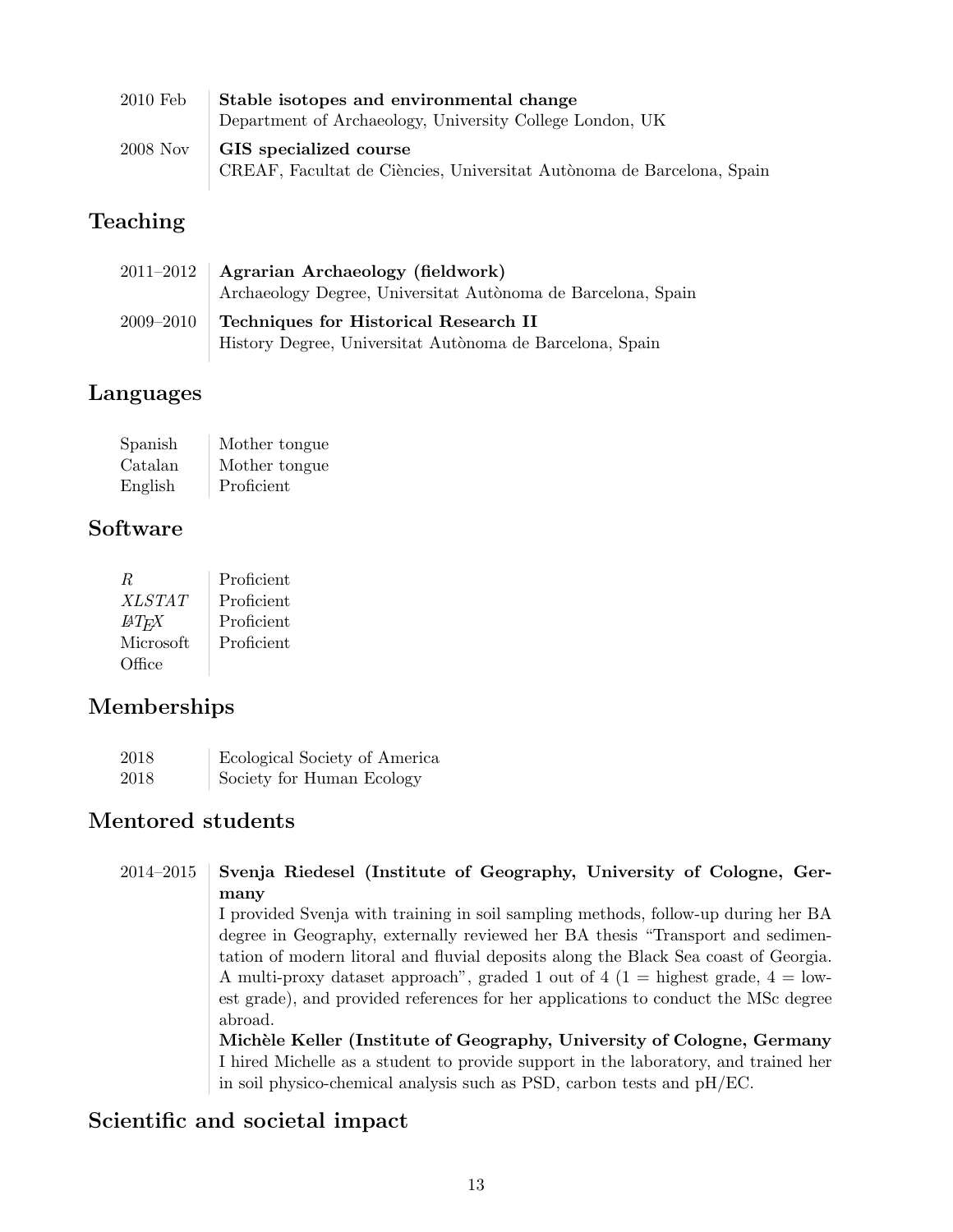| | |
|---|---|
| 2010 Feb | **Stable isotopes and environmental change**<br>Department of Archaeology, University College London, UK |
| 2008 Nov | **GIS specialized course**<br>CREAF, Facultat de Ciències, Universitat Autònoma de Barcelona, Spain |

## Teaching

| | |
|---|---|
| 2011–2012 | **Agrarian Archaeology (fieldwork)**<br>Archaeology Degree, Universitat Autònoma de Barcelona, Spain |
| 2009–2010 | **Techniques for Historical Research II**<br>History Degree, Universitat Autònoma de Barcelona, Spain |

## Languages

| | |
|---|---|
| Spanish | Mother tongue |
| Catalan | Mother tongue |
| English | Proficient |

## Software

| | |
|---|---|
| *R* | Proficient |
| *XLSTAT* | Proficient |
| *LaTeX* | Proficient |
| Microsoft Office | Proficient |

## Memberships

| | |
|---|---|
| 2018 | Ecological Society of America |
| 2018 | Society for Human Ecology |

## Mentored students

2014–2015

**Svenja Riedesel (Institute of Geography, University of Cologne, Germany**

I provided Svenja with training in soil sampling methods, follow-up during her BA degree in Geography, externally reviewed her BA thesis "Transport and sedimentation of modern litoral and fluvial deposits along the Black Sea coast of Georgia. A multi-proxy dataset approach", graded 1 out of 4 (1 = highest grade, 4 = lowest grade), and provided references for her applications to conduct the MSc degree abroad.

**Michèle Keller (Institute of Geography, University of Cologne, Germany**

I hired Michelle as a student to provide support in the laboratory, and trained her in soil physico-chemical analysis such as PSD, carbon tests and pH/EC.

## Scientific and societal impact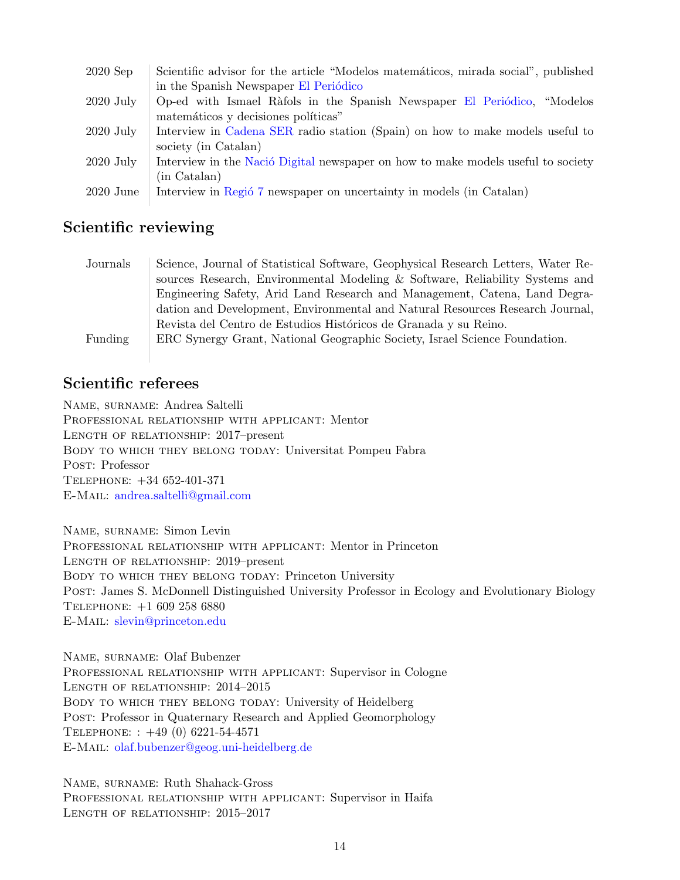| | |
|---|---|
| 2020 Sep | Scientific advisor for the article "Modelos matemáticos, mirada social", published in the Spanish Newspaper El Periódico |
| 2020 July | Op-ed with Ismael Ràfols in the Spanish Newspaper El Periódico, "Modelos matemáticos y decisiones políticas" |
| 2020 July | Interview in Cadena SER radio station (Spain) on how to make models useful to society (in Catalan) |
| 2020 July | Interview in the Nació Digital newspaper on how to make models useful to society (in Catalan) |
| 2020 June | Interview in Regió 7 newspaper on uncertainty in models (in Catalan) |

## Scientific reviewing

| | |
|---|---|
| Journals | Science, Journal of Statistical Software, Geophysical Research Letters, Water Resources Research, Environmental Modeling & Software, Reliability Systems and Engineering Safety, Arid Land Research and Management, Catena, Land Degradation and Development, Environmental and Natural Resources Research Journal, Revista del Centro de Estudios Históricos de Granada y su Reino. |
| Funding | ERC Synergy Grant, National Geographic Society, Israel Science Foundation. |

## Scientific referees

Name, surname: Andrea Saltelli
Professional relationship with applicant: Mentor
Length of relationship: 2017–present
Body to which they belong today: Universitat Pompeu Fabra
Post: Professor
Telephone: +34 652-401-371
E-Mail: andrea.saltelli@gmail.com

Name, surname: Simon Levin
Professional relationship with applicant: Mentor in Princeton
Length of relationship: 2019–present
Body to which they belong today: Princeton University
Post: James S. McDonnell Distinguished University Professor in Ecology and Evolutionary Biology
Telephone: +1 609 258 6880
E-Mail: slevin@princeton.edu

Name, surname: Olaf Bubenzer
Professional relationship with applicant: Supervisor in Cologne
Length of relationship: 2014–2015
Body to which they belong today: University of Heidelberg
Post: Professor in Quaternary Research and Applied Geomorphology
Telephone: : +49 (0) 6221-54-4571
E-Mail: olaf.bubenzer@geog.uni-heidelberg.de

Name, surname: Ruth Shahack-Gross
Professional relationship with applicant: Supervisor in Haifa
Length of relationship: 2015–2017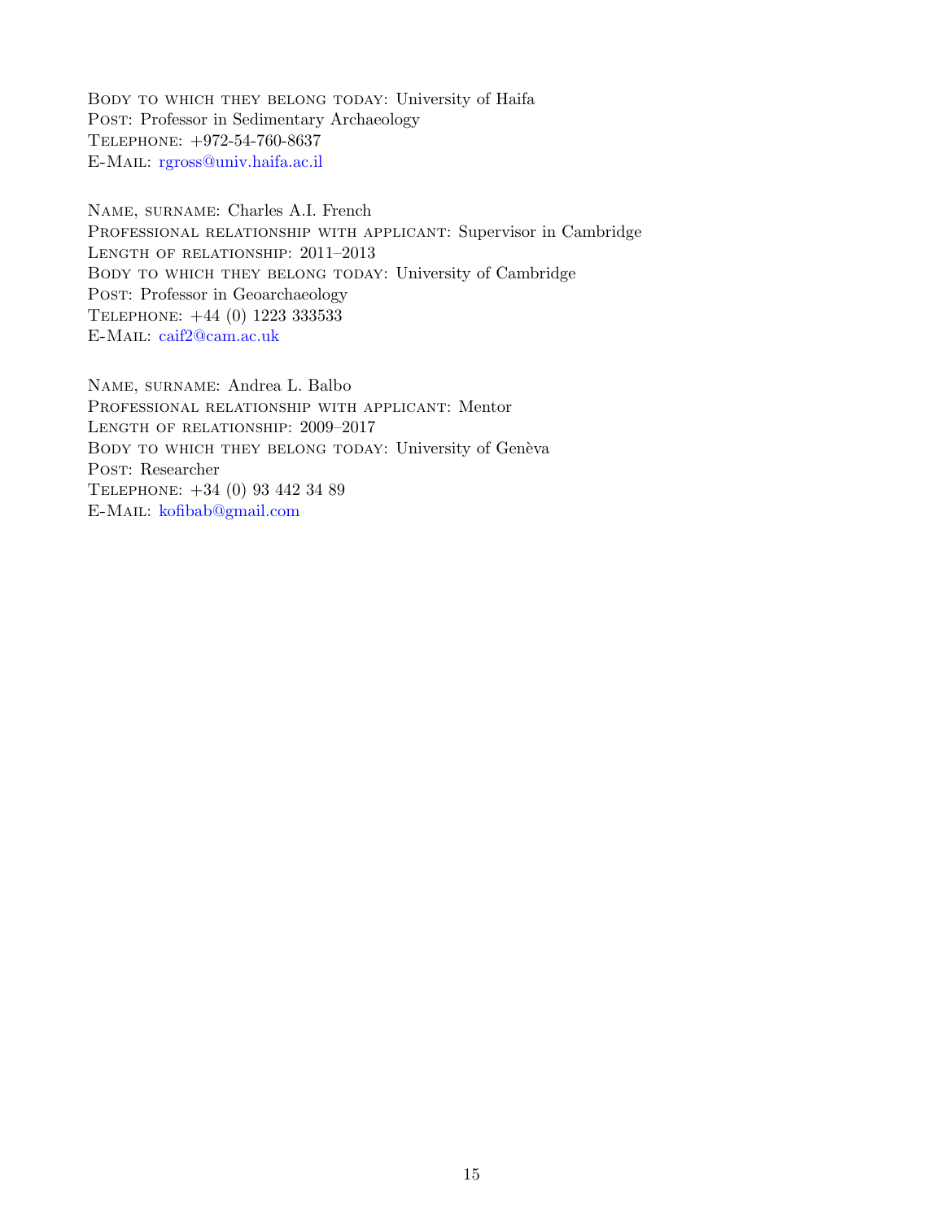Body to which they belong today: University of Haifa
Post: Professor in Sedimentary Archaeology
Telephone: +972-54-760-8637
E-Mail: rgross@univ.haifa.ac.il

Name, surname: Charles A.I. French
Professional relationship with applicant: Supervisor in Cambridge
Length of relationship: 2011–2013
Body to which they belong today: University of Cambridge
Post: Professor in Geoarchaeology
Telephone: +44 (0) 1223 333533
E-Mail: caif2@cam.ac.uk

Name, surname: Andrea L. Balbo
Professional relationship with applicant: Mentor
Length of relationship: 2009–2017
Body to which they belong today: University of Genèva
Post: Researcher
Telephone: +34 (0) 93 442 34 89
E-Mail: kofibab@gmail.com